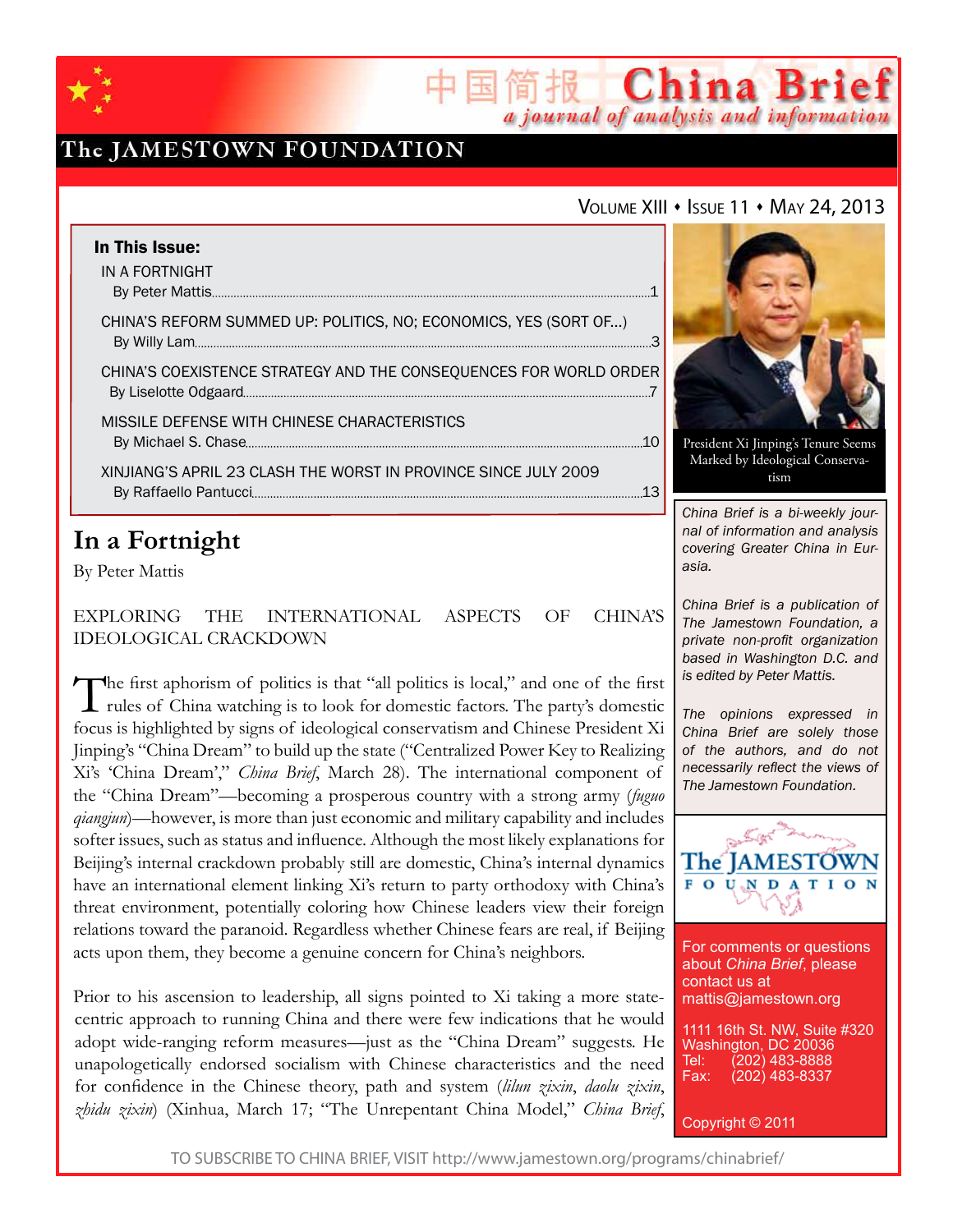# China Brief

*a journal of analysis and information*

The JAMESTOWN FOUNDATION

Volume XIII • Issue 11 • May 24, 2013

**In This Issue:**

IN A FORTNIGHT
By Peter Mattis ... 1

CHINA'S REFORM SUMMED UP: POLITICS, NO; ECONOMICS, YES (SORT OF...)
By Willy Lam ... 3

CHINA'S COEXISTENCE STRATEGY AND THE CONSEQUENCES FOR WORLD ORDER
By Liselotte Odgaard ... 7

MISSILE DEFENSE WITH CHINESE CHARACTERISTICS
By Michael S. Chase ... 10

XINJIANG'S APRIL 23 CLASH THE WORST IN PROVINCE SINCE JULY 2009
By Raffaello Pantucci ... 13

President Xi Jinping's Tenure Seems Marked by Ideological Conservatism

*China Brief is a bi-weekly journal of information and analysis covering Greater China in Eurasia.*

*China Brief is a publication of The Jamestown Foundation, a private non-profit organization based in Washington D.C. and is edited by Peter Mattis.*

*The opinions expressed in China Brief are solely those of the authors, and do not necessarily reflect the views of The Jamestown Foundation.*

For comments or questions about *China Brief*, please contact us at mattis@jamestown.org

1111 16th St. NW, Suite #320
Washington, DC 20036
Tel: (202) 483-8888
Fax: (202) 483-8337

Copyright © 2011

## In a Fortnight

By Peter Mattis

EXPLORING THE INTERNATIONAL ASPECTS OF CHINA'S IDEOLOGICAL CRACKDOWN

The first aphorism of politics is that "all politics is local," and one of the first rules of China watching is to look for domestic factors. The party's domestic focus is highlighted by signs of ideological conservatism and Chinese President Xi Jinping's "China Dream" to build up the state ("Centralized Power Key to Realizing Xi's 'China Dream'," *China Brief*, March 28). The international component of the "China Dream"—becoming a prosperous country with a strong army (*fuguo qiangjun*)—however, is more than just economic and military capability and includes softer issues, such as status and influence. Although the most likely explanations for Beijing's internal crackdown probably still are domestic, China's internal dynamics have an international element linking Xi's return to party orthodoxy with China's threat environment, potentially coloring how Chinese leaders view their foreign relations toward the paranoid. Regardless whether Chinese fears are real, if Beijing acts upon them, they become a genuine concern for China's neighbors.

Prior to his ascension to leadership, all signs pointed to Xi taking a more state-centric approach to running China and there were few indications that he would adopt wide-ranging reform measures—just as the "China Dream" suggests. He unapologetically endorsed socialism with Chinese characteristics and the need for confidence in the Chinese theory, path and system (*lilun zixin*, *daolu zixin*, *zhidu zixin*) (Xinhua, March 17; "The Unrepentant China Model," *China Brief*,

TO SUBSCRIBE TO CHINA BRIEF, VISIT http://www.jamestown.org/programs/chinabrief/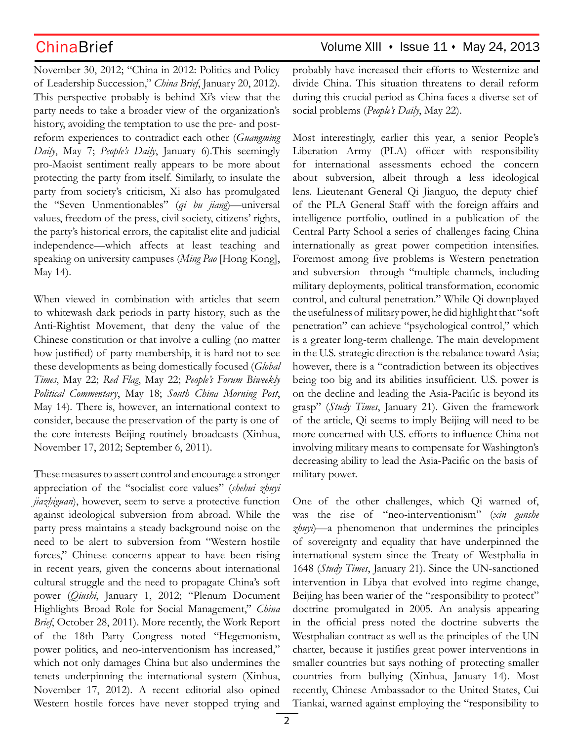November 30, 2012; "China in 2012: Politics and Policy of Leadership Succession," *China Brief*, January 20, 2012). This perspective probably is behind Xi's view that the party needs to take a broader view of the organization's history, avoiding the temptation to use the pre- and post-reform experiences to contradict each other (*Guangming Daily*, May 7; *People's Daily*, January 6).This seemingly pro-Maoist sentiment really appears to be more about protecting the party from itself. Similarly, to insulate the party from society's criticism, Xi also has promulgated the "Seven Unmentionables" (*qi bu jiang*)—universal values, freedom of the press, civil society, citizens' rights, the party's historical errors, the capitalist elite and judicial independence—which affects at least teaching and speaking on university campuses (*Ming Pao* [Hong Kong], May 14).

When viewed in combination with articles that seem to whitewash dark periods in party history, such as the Anti-Rightist Movement, that deny the value of the Chinese constitution or that involve a culling (no matter how justified) of party membership, it is hard not to see these developments as being domestically focused (*Global Times*, May 22; *Red Flag*, May 22; *People's Forum Biweekly Political Commentary*, May 18; *South China Morning Post*, May 14). There is, however, an international context to consider, because the preservation of the party is one of the core interests Beijing routinely broadcasts (Xinhua, November 17, 2012; September 6, 2011).

These measures to assert control and encourage a stronger appreciation of the "socialist core values" (*shehui zhuyi jiazhiguan*), however, seem to serve a protective function against ideological subversion from abroad. While the party press maintains a steady background noise on the need to be alert to subversion from "Western hostile forces," Chinese concerns appear to have been rising in recent years, given the concerns about international cultural struggle and the need to propagate China's soft power (*Qiushi*, January 1, 2012; "Plenum Document Highlights Broad Role for Social Management," *China Brief*, October 28, 2011). More recently, the Work Report of the 18th Party Congress noted "Hegemonism, power politics, and neo-interventionism has increased," which not only damages China but also undermines the tenets underpinning the international system (Xinhua, November 17, 2012). A recent editorial also opined Western hostile forces have never stopped trying and probably have increased their efforts to Westernize and divide China. This situation threatens to derail reform during this crucial period as China faces a diverse set of social problems (*People's Daily*, May 22).

Most interestingly, earlier this year, a senior People's Liberation Army (PLA) officer with responsibility for international assessments echoed the concern about subversion, albeit through a less ideological lens. Lieutenant General Qi Jianguo, the deputy chief of the PLA General Staff with the foreign affairs and intelligence portfolio, outlined in a publication of the Central Party School a series of challenges facing China internationally as great power competition intensifies. Foremost among five problems is Western penetration and subversion through "multiple channels, including military deployments, political transformation, economic control, and cultural penetration." While Qi downplayed the usefulness of military power, he did highlight that "soft penetration" can achieve "psychological control," which is a greater long-term challenge. The main development in the U.S. strategic direction is the rebalance toward Asia; however, there is a "contradiction between its objectives being too big and its abilities insufficient. U.S. power is on the decline and leading the Asia-Pacific is beyond its grasp" (*Study Times*, January 21). Given the framework of the article, Qi seems to imply Beijing will need to be more concerned with U.S. efforts to influence China not involving military means to compensate for Washington's decreasing ability to lead the Asia-Pacific on the basis of military power.

One of the other challenges, which Qi warned of, was the rise of "neo-interventionism" (*xin ganshe zhuyi*)—a phenomenon that undermines the principles of sovereignty and equality that have underpinned the international system since the Treaty of Westphalia in 1648 (*Study Times*, January 21). Since the UN-sanctioned intervention in Libya that evolved into regime change, Beijing has been warier of the "responsibility to protect" doctrine promulgated in 2005. An analysis appearing in the official press noted the doctrine subverts the Westphalian contract as well as the principles of the UN charter, because it justifies great power interventions in smaller countries but says nothing of protecting smaller countries from bullying (Xinhua, January 14). Most recently, Chinese Ambassador to the United States, Cui Tiankai, warned against employing the "responsibility to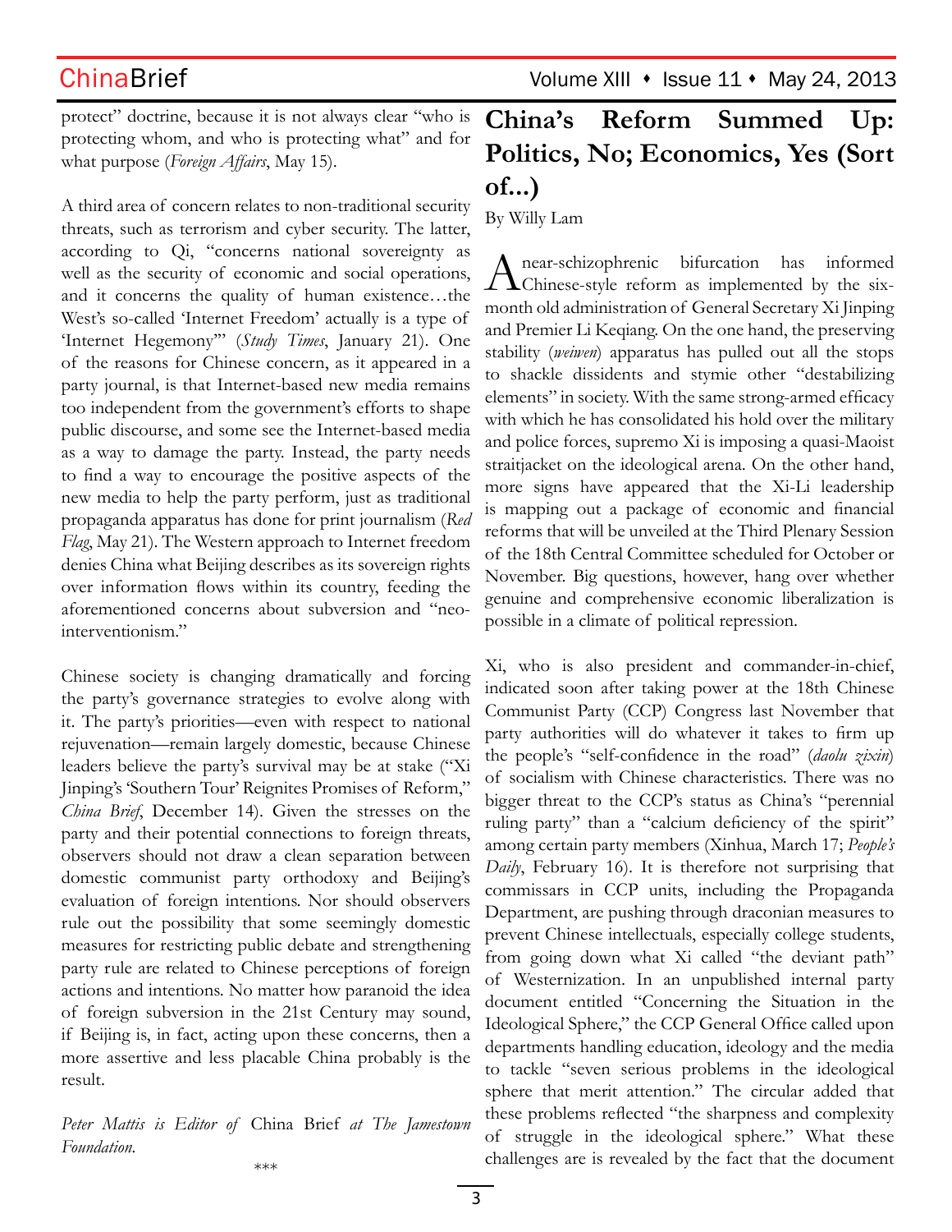protect" doctrine, because it is not always clear "who is protecting whom, and who is protecting what" and for what purpose (*Foreign Affairs*, May 15).

A third area of concern relates to non-traditional security threats, such as terrorism and cyber security. The latter, according to Qi, "concerns national sovereignty as well as the security of economic and social operations, and it concerns the quality of human existence…the West's so-called 'Internet Freedom' actually is a type of 'Internet Hegemony'" (*Study Times*, January 21). One of the reasons for Chinese concern, as it appeared in a party journal, is that Internet-based new media remains too independent from the government's efforts to shape public discourse, and some see the Internet-based media as a way to damage the party. Instead, the party needs to find a way to encourage the positive aspects of the new media to help the party perform, just as traditional propaganda apparatus has done for print journalism (*Red Flag*, May 21). The Western approach to Internet freedom denies China what Beijing describes as its sovereign rights over information flows within its country, feeding the aforementioned concerns about subversion and "neo-interventionism."

Chinese society is changing dramatically and forcing the party's governance strategies to evolve along with it. The party's priorities—even with respect to national rejuvenation—remain largely domestic, because Chinese leaders believe the party's survival may be at stake ("Xi Jinping's 'Southern Tour' Reignites Promises of Reform," *China Brief*, December 14). Given the stresses on the party and their potential connections to foreign threats, observers should not draw a clean separation between domestic communist party orthodoxy and Beijing's evaluation of foreign intentions. Nor should observers rule out the possibility that some seemingly domestic measures for restricting public debate and strengthening party rule are related to Chinese perceptions of foreign actions and intentions. No matter how paranoid the idea of foreign subversion in the 21st Century may sound, if Beijing is, in fact, acting upon these concerns, then a more assertive and less placable China probably is the result.

*Peter Mattis is Editor of* China Brief *at The Jamestown Foundation.*

\*\*\*

# China's Reform Summed Up: Politics, No; Economics, Yes (Sort of...)

By Willy Lam

A near-schizophrenic bifurcation has informed Chinese-style reform as implemented by the six-month old administration of General Secretary Xi Jinping and Premier Li Keqiang. On the one hand, the preserving stability (*weiwen*) apparatus has pulled out all the stops to shackle dissidents and stymie other "destabilizing elements" in society. With the same strong-armed efficacy with which he has consolidated his hold over the military and police forces, supremo Xi is imposing a quasi-Maoist straitjacket on the ideological arena. On the other hand, more signs have appeared that the Xi-Li leadership is mapping out a package of economic and financial reforms that will be unveiled at the Third Plenary Session of the 18th Central Committee scheduled for October or November. Big questions, however, hang over whether genuine and comprehensive economic liberalization is possible in a climate of political repression.

Xi, who is also president and commander-in-chief, indicated soon after taking power at the 18th Chinese Communist Party (CCP) Congress last November that party authorities will do whatever it takes to firm up the people's "self-confidence in the road" (*daolu zixin*) of socialism with Chinese characteristics. There was no bigger threat to the CCP's status as China's "perennial ruling party" than a "calcium deficiency of the spirit" among certain party members (Xinhua, March 17; *People's Daily*, February 16). It is therefore not surprising that commissars in CCP units, including the Propaganda Department, are pushing through draconian measures to prevent Chinese intellectuals, especially college students, from going down what Xi called "the deviant path" of Westernization. In an unpublished internal party document entitled "Concerning the Situation in the Ideological Sphere," the CCP General Office called upon departments handling education, ideology and the media to tackle "seven serious problems in the ideological sphere that merit attention." The circular added that these problems reflected "the sharpness and complexity of struggle in the ideological sphere." What these challenges are is revealed by the fact that the document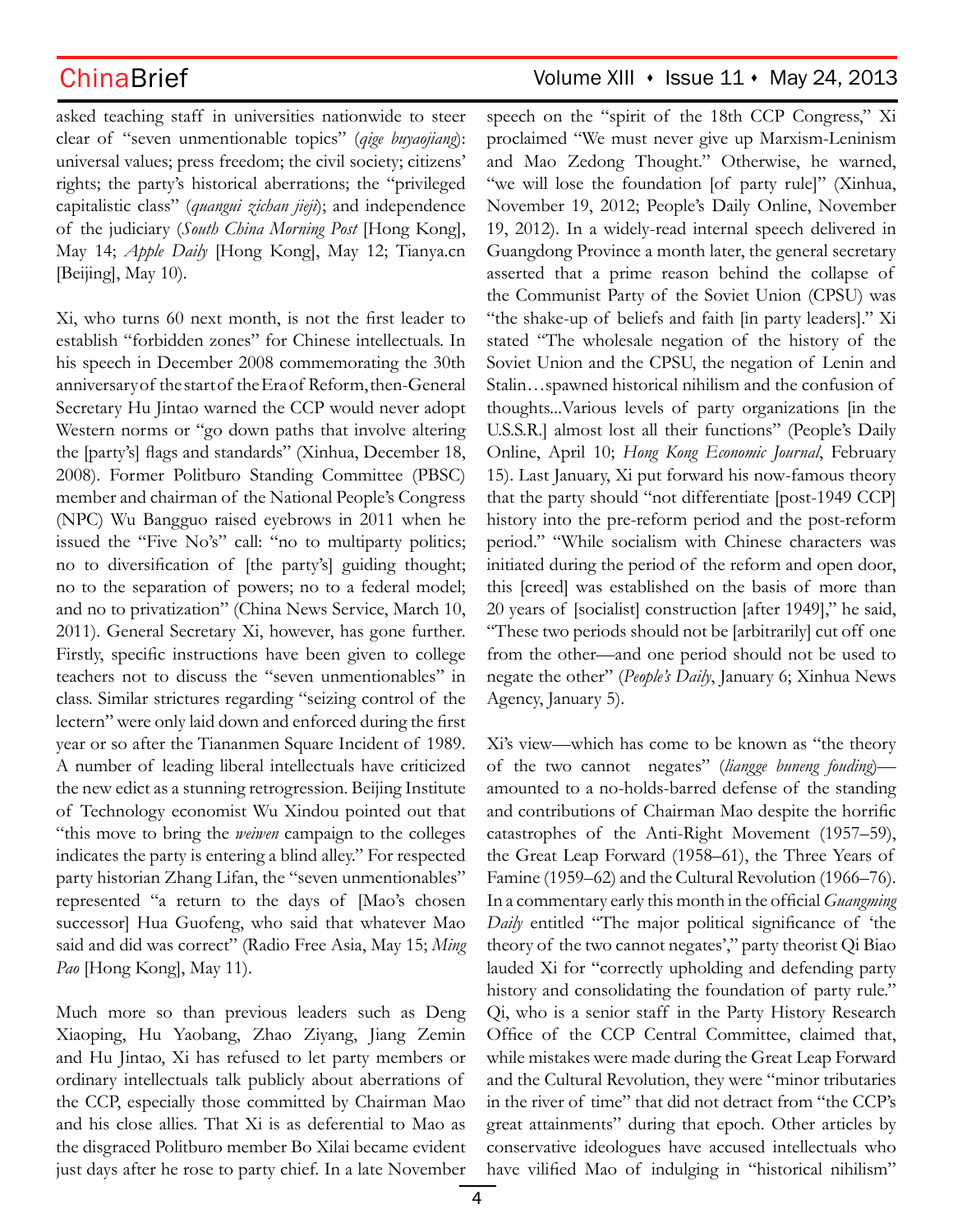asked teaching staff in universities nationwide to steer clear of "seven unmentionable topics" (*qige buyaojiang*): universal values; press freedom; the civil society; citizens' rights; the party's historical aberrations; the "privileged capitalistic class" (*quangui zichan jieji*); and independence of the judiciary (*South China Morning Post* [Hong Kong], May 14; *Apple Daily* [Hong Kong], May 12; Tianya.cn [Beijing], May 10).

Xi, who turns 60 next month, is not the first leader to establish "forbidden zones" for Chinese intellectuals. In his speech in December 2008 commemorating the 30th anniversary of the start of the Era of Reform, then-General Secretary Hu Jintao warned the CCP would never adopt Western norms or "go down paths that involve altering the [party's] flags and standards" (Xinhua, December 18, 2008). Former Politburo Standing Committee (PBSC) member and chairman of the National People's Congress (NPC) Wu Bangguo raised eyebrows in 2011 when he issued the "Five No's" call: "no to multiparty politics; no to diversification of [the party's] guiding thought; no to the separation of powers; no to a federal model; and no to privatization" (China News Service, March 10, 2011). General Secretary Xi, however, has gone further. Firstly, specific instructions have been given to college teachers not to discuss the "seven unmentionables" in class. Similar strictures regarding "seizing control of the lectern" were only laid down and enforced during the first year or so after the Tiananmen Square Incident of 1989. A number of leading liberal intellectuals have criticized the new edict as a stunning retrogression. Beijing Institute of Technology economist Wu Xindou pointed out that "this move to bring the *weiwen* campaign to the colleges indicates the party is entering a blind alley." For respected party historian Zhang Lifan, the "seven unmentionables" represented "a return to the days of [Mao's chosen successor] Hua Guofeng, who said that whatever Mao said and did was correct" (Radio Free Asia, May 15; *Ming Pao* [Hong Kong], May 11).

Much more so than previous leaders such as Deng Xiaoping, Hu Yaobang, Zhao Ziyang, Jiang Zemin and Hu Jintao, Xi has refused to let party members or ordinary intellectuals talk publicly about aberrations of the CCP, especially those committed by Chairman Mao and his close allies. That Xi is as deferential to Mao as the disgraced Politburo member Bo Xilai became evident just days after he rose to party chief. In a late November speech on the "spirit of the 18th CCP Congress," Xi proclaimed "We must never give up Marxism-Leninism and Mao Zedong Thought." Otherwise, he warned, "we will lose the foundation [of party rule]" (Xinhua, November 19, 2012; People's Daily Online, November 19, 2012). In a widely-read internal speech delivered in Guangdong Province a month later, the general secretary asserted that a prime reason behind the collapse of the Communist Party of the Soviet Union (CPSU) was "the shake-up of beliefs and faith [in party leaders]." Xi stated "The wholesale negation of the history of the Soviet Union and the CPSU, the negation of Lenin and Stalin…spawned historical nihilism and the confusion of thoughts...Various levels of party organizations [in the U.S.S.R.] almost lost all their functions" (People's Daily Online, April 10; *Hong Kong Economic Journal*, February 15). Last January, Xi put forward his now-famous theory that the party should "not differentiate [post-1949 CCP] history into the pre-reform period and the post-reform period." "While socialism with Chinese characters was initiated during the period of the reform and open door, this [creed] was established on the basis of more than 20 years of [socialist] construction [after 1949]," he said, "These two periods should not be [arbitrarily] cut off one from the other—and one period should not be used to negate the other" (*People's Daily*, January 6; Xinhua News Agency, January 5).

Xi's view—which has come to be known as "the theory of the two cannot negates" (*liangge buneng fouding*)—amounted to a no-holds-barred defense of the standing and contributions of Chairman Mao despite the horrific catastrophes of the Anti-Right Movement (1957–59), the Great Leap Forward (1958–61), the Three Years of Famine (1959–62) and the Cultural Revolution (1966–76). In a commentary early this month in the official *Guangming Daily* entitled "The major political significance of 'the theory of the two cannot negates'," party theorist Qi Biao lauded Xi for "correctly upholding and defending party history and consolidating the foundation of party rule." Qi, who is a senior staff in the Party History Research Office of the CCP Central Committee, claimed that, while mistakes were made during the Great Leap Forward and the Cultural Revolution, they were "minor tributaries in the river of time" that did not detract from "the CCP's great attainments" during that epoch. Other articles by conservative ideologues have accused intellectuals who have vilified Mao of indulging in "historical nihilism"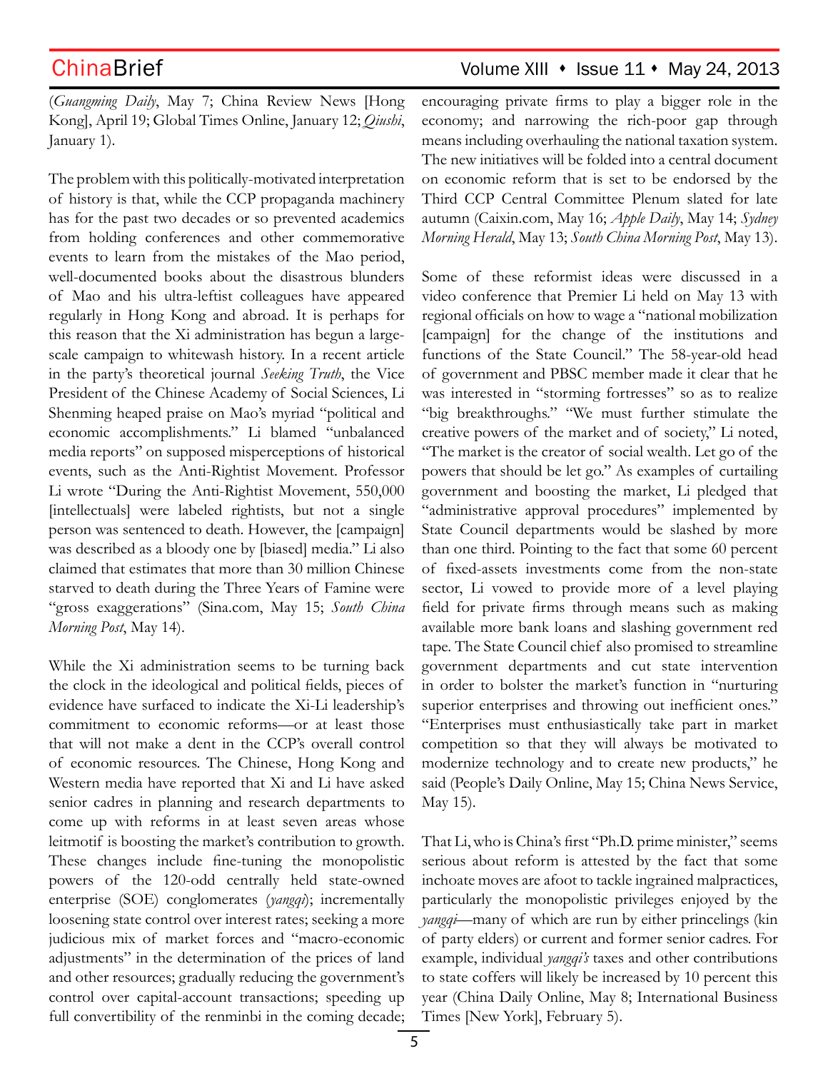(*Guangming Daily*, May 7; China Review News [Hong Kong], April 19; Global Times Online, January 12; *Qiushi*, January 1).

The problem with this politically-motivated interpretation of history is that, while the CCP propaganda machinery has for the past two decades or so prevented academics from holding conferences and other commemorative events to learn from the mistakes of the Mao period, well-documented books about the disastrous blunders of Mao and his ultra-leftist colleagues have appeared regularly in Hong Kong and abroad. It is perhaps for this reason that the Xi administration has begun a large-scale campaign to whitewash history. In a recent article in the party's theoretical journal *Seeking Truth*, the Vice President of the Chinese Academy of Social Sciences, Li Shenming heaped praise on Mao's myriad "political and economic accomplishments." Li blamed "unbalanced media reports" on supposed misperceptions of historical events, such as the Anti-Rightist Movement. Professor Li wrote "During the Anti-Rightist Movement, 550,000 [intellectuals] were labeled rightists, but not a single person was sentenced to death. However, the [campaign] was described as a bloody one by [biased] media." Li also claimed that estimates that more than 30 million Chinese starved to death during the Three Years of Famine were "gross exaggerations" (Sina.com, May 15; *South China Morning Post*, May 14).

While the Xi administration seems to be turning back the clock in the ideological and political fields, pieces of evidence have surfaced to indicate the Xi-Li leadership's commitment to economic reforms—or at least those that will not make a dent in the CCP's overall control of economic resources. The Chinese, Hong Kong and Western media have reported that Xi and Li have asked senior cadres in planning and research departments to come up with reforms in at least seven areas whose leitmotif is boosting the market's contribution to growth. These changes include fine-tuning the monopolistic powers of the 120-odd centrally held state-owned enterprise (SOE) conglomerates (*yangqi*); incrementally loosening state control over interest rates; seeking a more judicious mix of market forces and "macro-economic adjustments" in the determination of the prices of land and other resources; gradually reducing the government's control over capital-account transactions; speeding up full convertibility of the renminbi in the coming decade; encouraging private firms to play a bigger role in the economy; and narrowing the rich-poor gap through means including overhauling the national taxation system. The new initiatives will be folded into a central document on economic reform that is set to be endorsed by the Third CCP Central Committee Plenum slated for late autumn (Caixin.com, May 16; *Apple Daily*, May 14; *Sydney Morning Herald*, May 13; *South China Morning Post*, May 13).

Some of these reformist ideas were discussed in a video conference that Premier Li held on May 13 with regional officials on how to wage a "national mobilization [campaign] for the change of the institutions and functions of the State Council." The 58-year-old head of government and PBSC member made it clear that he was interested in "storming fortresses" so as to realize "big breakthroughs." "We must further stimulate the creative powers of the market and of society," Li noted, "The market is the creator of social wealth. Let go of the powers that should be let go." As examples of curtailing government and boosting the market, Li pledged that "administrative approval procedures" implemented by State Council departments would be slashed by more than one third. Pointing to the fact that some 60 percent of fixed-assets investments come from the non-state sector, Li vowed to provide more of a level playing field for private firms through means such as making available more bank loans and slashing government red tape. The State Council chief also promised to streamline government departments and cut state intervention in order to bolster the market's function in "nurturing superior enterprises and throwing out inefficient ones." "Enterprises must enthusiastically take part in market competition so that they will always be motivated to modernize technology and to create new products," he said (People's Daily Online, May 15; China News Service, May 15).

That Li, who is China's first "Ph.D. prime minister," seems serious about reform is attested by the fact that some inchoate moves are afoot to tackle ingrained malpractices, particularly the monopolistic privileges enjoyed by the *yangqi*—many of which are run by either princelings (kin of party elders) or current and former senior cadres. For example, individual *yangqi's* taxes and other contributions to state coffers will likely be increased by 10 percent this year (China Daily Online, May 8; International Business Times [New York], February 5).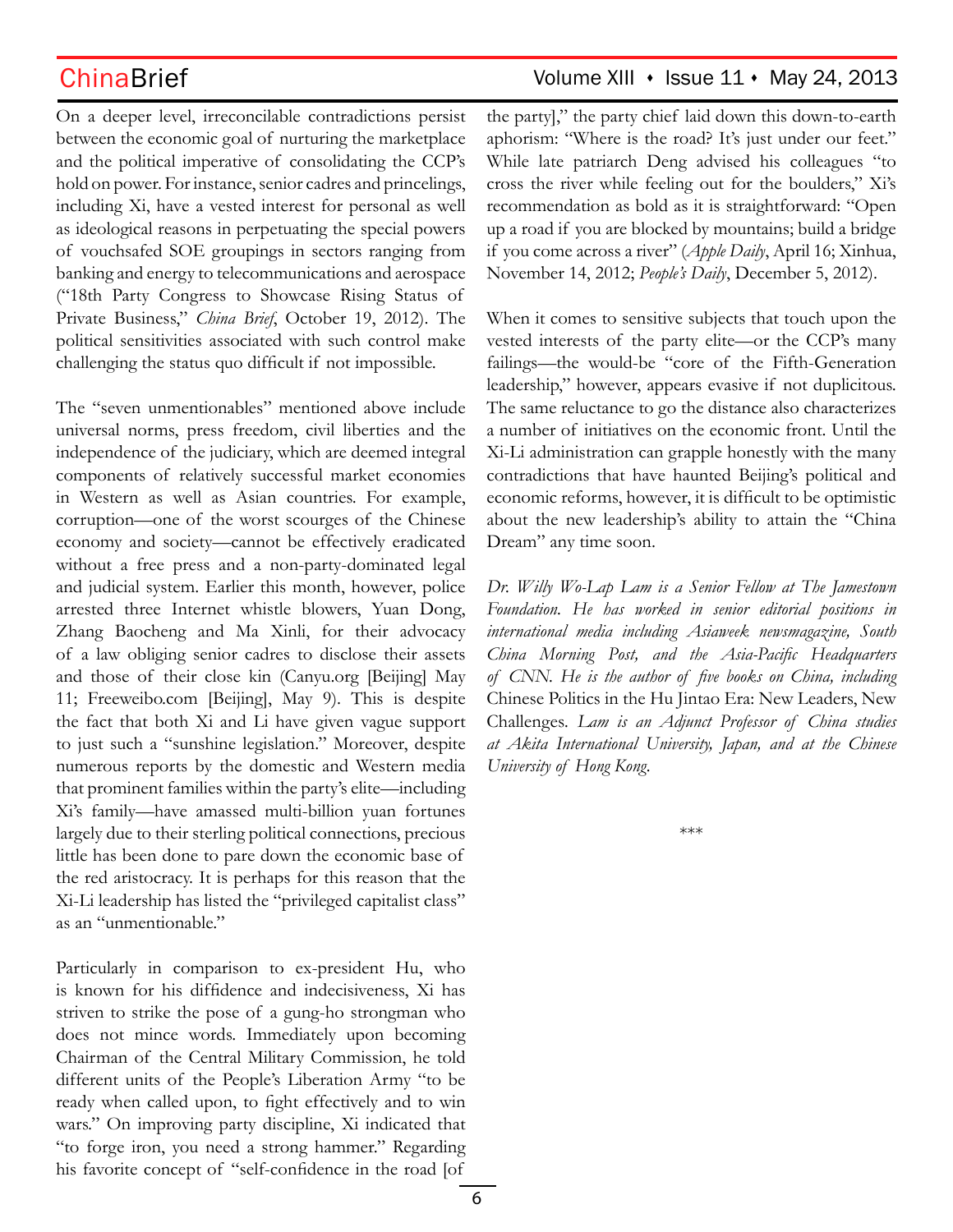On a deeper level, irreconcilable contradictions persist between the economic goal of nurturing the marketplace and the political imperative of consolidating the CCP's hold on power. For instance, senior cadres and princelings, including Xi, have a vested interest for personal as well as ideological reasons in perpetuating the special powers of vouchsafed SOE groupings in sectors ranging from banking and energy to telecommunications and aerospace ("18th Party Congress to Showcase Rising Status of Private Business," *China Brief*, October 19, 2012). The political sensitivities associated with such control make challenging the status quo difficult if not impossible.

The "seven unmentionables" mentioned above include universal norms, press freedom, civil liberties and the independence of the judiciary, which are deemed integral components of relatively successful market economies in Western as well as Asian countries. For example, corruption—one of the worst scourges of the Chinese economy and society—cannot be effectively eradicated without a free press and a non-party-dominated legal and judicial system. Earlier this month, however, police arrested three Internet whistle blowers, Yuan Dong, Zhang Baocheng and Ma Xinli, for their advocacy of a law obliging senior cadres to disclose their assets and those of their close kin (Canyu.org [Beijing] May 11; Freeweibo.com [Beijing], May 9). This is despite the fact that both Xi and Li have given vague support to just such a "sunshine legislation." Moreover, despite numerous reports by the domestic and Western media that prominent families within the party's elite—including Xi's family—have amassed multi-billion yuan fortunes largely due to their sterling political connections, precious little has been done to pare down the economic base of the red aristocracy. It is perhaps for this reason that the Xi-Li leadership has listed the "privileged capitalist class" as an "unmentionable."

Particularly in comparison to ex-president Hu, who is known for his diffidence and indecisiveness, Xi has striven to strike the pose of a gung-ho strongman who does not mince words. Immediately upon becoming Chairman of the Central Military Commission, he told different units of the People's Liberation Army "to be ready when called upon, to fight effectively and to win wars." On improving party discipline, Xi indicated that "to forge iron, you need a strong hammer." Regarding his favorite concept of "self-confidence in the road [of the party]," the party chief laid down this down-to-earth aphorism: "Where is the road? It's just under our feet." While late patriarch Deng advised his colleagues "to cross the river while feeling out for the boulders," Xi's recommendation as bold as it is straightforward: "Open up a road if you are blocked by mountains; build a bridge if you come across a river" (*Apple Daily*, April 16; Xinhua, November 14, 2012; *People's Daily*, December 5, 2012).

When it comes to sensitive subjects that touch upon the vested interests of the party elite—or the CCP's many failings—the would-be "core of the Fifth-Generation leadership," however, appears evasive if not duplicitous. The same reluctance to go the distance also characterizes a number of initiatives on the economic front. Until the Xi-Li administration can grapple honestly with the many contradictions that have haunted Beijing's political and economic reforms, however, it is difficult to be optimistic about the new leadership's ability to attain the "China Dream" any time soon.

*Dr. Willy Wo-Lap Lam is a Senior Fellow at The Jamestown Foundation. He has worked in senior editorial positions in international media including Asiaweek newsmagazine, South China Morning Post, and the Asia-Pacific Headquarters of CNN. He is the author of five books on China, including* Chinese Politics in the Hu Jintao Era: New Leaders, New Challenges. *Lam is an Adjunct Professor of China studies at Akita International University, Japan, and at the Chinese University of Hong Kong.*

\*\*\*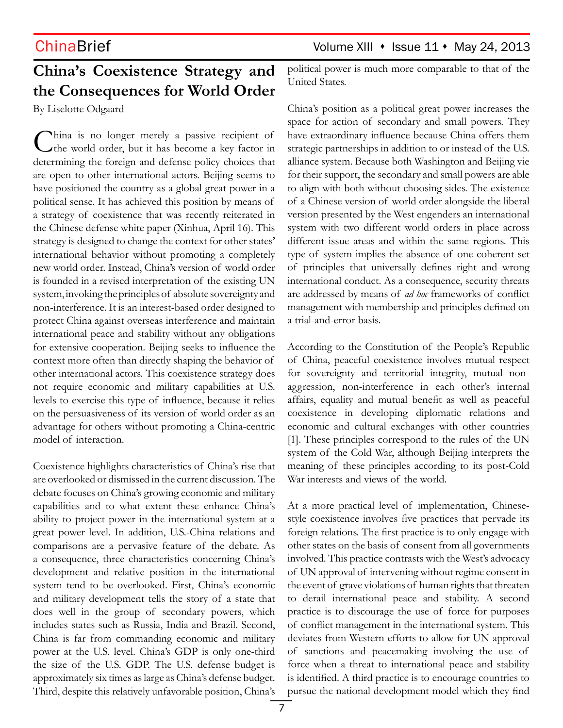# China's Coexistence Strategy and the Consequences for World Order

By Liselotte Odgaard

China is no longer merely a passive recipient of the world order, but it has become a key factor in determining the foreign and defense policy choices that are open to other international actors. Beijing seems to have positioned the country as a global great power in a political sense. It has achieved this position by means of a strategy of coexistence that was recently reiterated in the Chinese defense white paper (Xinhua, April 16). This strategy is designed to change the context for other states' international behavior without promoting a completely new world order. Instead, China's version of world order is founded in a revised interpretation of the existing UN system, invoking the principles of absolute sovereignty and non-interference. It is an interest-based order designed to protect China against overseas interference and maintain international peace and stability without any obligations for extensive cooperation. Beijing seeks to influence the context more often than directly shaping the behavior of other international actors. This coexistence strategy does not require economic and military capabilities at U.S. levels to exercise this type of influence, because it relies on the persuasiveness of its version of world order as an advantage for others without promoting a China-centric model of interaction.

Coexistence highlights characteristics of China's rise that are overlooked or dismissed in the current discussion. The debate focuses on China's growing economic and military capabilities and to what extent these enhance China's ability to project power in the international system at a great power level. In addition, U.S.-China relations and comparisons are a pervasive feature of the debate. As a consequence, three characteristics concerning China's development and relative position in the international system tend to be overlooked. First, China's economic and military development tells the story of a state that does well in the group of secondary powers, which includes states such as Russia, India and Brazil. Second, China is far from commanding economic and military power at the U.S. level. China's GDP is only one-third the size of the U.S. GDP. The U.S. defense budget is approximately six times as large as China's defense budget. Third, despite this relatively unfavorable position, China's political power is much more comparable to that of the United States.

China's position as a political great power increases the space for action of secondary and small powers. They have extraordinary influence because China offers them strategic partnerships in addition to or instead of the U.S. alliance system. Because both Washington and Beijing vie for their support, the secondary and small powers are able to align with both without choosing sides. The existence of a Chinese version of world order alongside the liberal version presented by the West engenders an international system with two different world orders in place across different issue areas and within the same regions. This type of system implies the absence of one coherent set of principles that universally defines right and wrong international conduct. As a consequence, security threats are addressed by means of *ad hoc* frameworks of conflict management with membership and principles defined on a trial-and-error basis.

According to the Constitution of the People's Republic of China, peaceful coexistence involves mutual respect for sovereignty and territorial integrity, mutual non-aggression, non-interference in each other's internal affairs, equality and mutual benefit as well as peaceful coexistence in developing diplomatic relations and economic and cultural exchanges with other countries [1]. These principles correspond to the rules of the UN system of the Cold War, although Beijing interprets the meaning of these principles according to its post-Cold War interests and views of the world.

At a more practical level of implementation, Chinese-style coexistence involves five practices that pervade its foreign relations. The first practice is to only engage with other states on the basis of consent from all governments involved. This practice contrasts with the West's advocacy of UN approval of intervening without regime consent in the event of grave violations of human rights that threaten to derail international peace and stability. A second practice is to discourage the use of force for purposes of conflict management in the international system. This deviates from Western efforts to allow for UN approval of sanctions and peacemaking involving the use of force when a threat to international peace and stability is identified. A third practice is to encourage countries to pursue the national development model which they find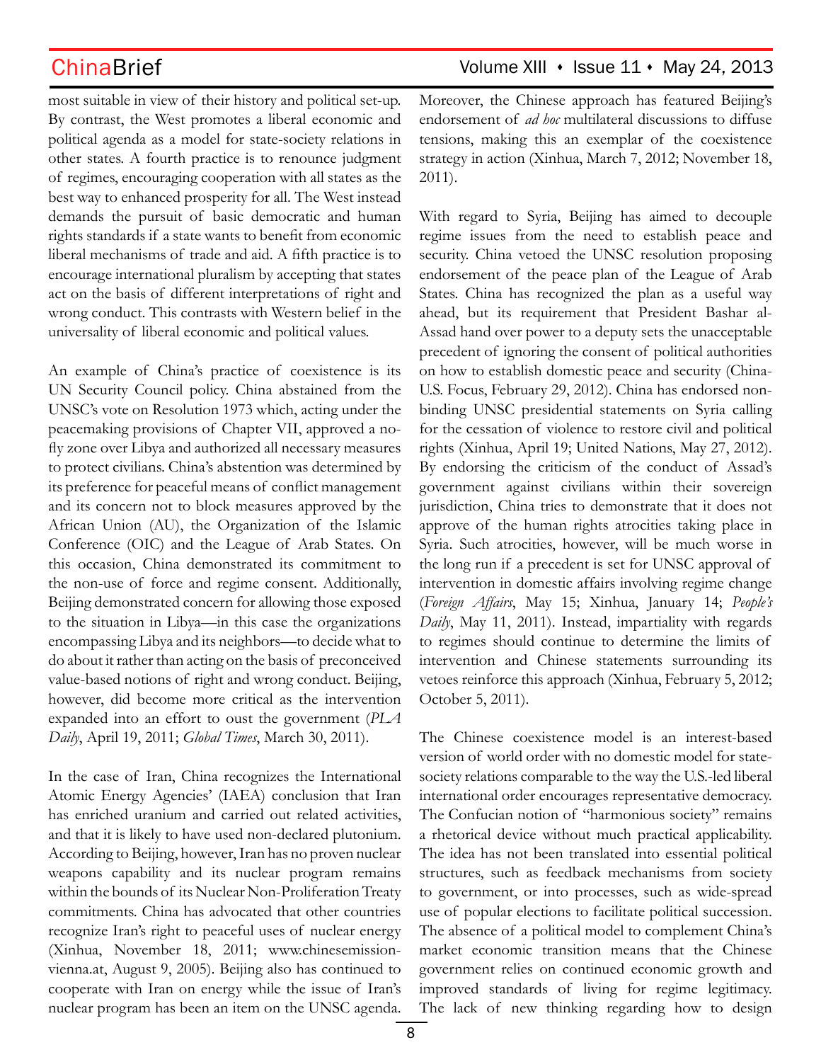most suitable in view of their history and political set-up. By contrast, the West promotes a liberal economic and political agenda as a model for state-society relations in other states. A fourth practice is to renounce judgment of regimes, encouraging cooperation with all states as the best way to enhanced prosperity for all. The West instead demands the pursuit of basic democratic and human rights standards if a state wants to benefit from economic liberal mechanisms of trade and aid. A fifth practice is to encourage international pluralism by accepting that states act on the basis of different interpretations of right and wrong conduct. This contrasts with Western belief in the universality of liberal economic and political values.

An example of China's practice of coexistence is its UN Security Council policy. China abstained from the UNSC's vote on Resolution 1973 which, acting under the peacemaking provisions of Chapter VII, approved a no-fly zone over Libya and authorized all necessary measures to protect civilians. China's abstention was determined by its preference for peaceful means of conflict management and its concern not to block measures approved by the African Union (AU), the Organization of the Islamic Conference (OIC) and the League of Arab States. On this occasion, China demonstrated its commitment to the non-use of force and regime consent. Additionally, Beijing demonstrated concern for allowing those exposed to the situation in Libya—in this case the organizations encompassing Libya and its neighbors—to decide what to do about it rather than acting on the basis of preconceived value-based notions of right and wrong conduct. Beijing, however, did become more critical as the intervention expanded into an effort to oust the government (*PLA Daily*, April 19, 2011; *Global Times*, March 30, 2011).

In the case of Iran, China recognizes the International Atomic Energy Agencies' (IAEA) conclusion that Iran has enriched uranium and carried out related activities, and that it is likely to have used non-declared plutonium. According to Beijing, however, Iran has no proven nuclear weapons capability and its nuclear program remains within the bounds of its Nuclear Non-Proliferation Treaty commitments. China has advocated that other countries recognize Iran's right to peaceful uses of nuclear energy (Xinhua, November 18, 2011; www.chinesemission-vienna.at, August 9, 2005). Beijing also has continued to cooperate with Iran on energy while the issue of Iran's nuclear program has been an item on the UNSC agenda. Moreover, the Chinese approach has featured Beijing's endorsement of *ad hoc* multilateral discussions to diffuse tensions, making this an exemplar of the coexistence strategy in action (Xinhua, March 7, 2012; November 18, 2011).

With regard to Syria, Beijing has aimed to decouple regime issues from the need to establish peace and security. China vetoed the UNSC resolution proposing endorsement of the peace plan of the League of Arab States. China has recognized the plan as a useful way ahead, but its requirement that President Bashar al-Assad hand over power to a deputy sets the unacceptable precedent of ignoring the consent of political authorities on how to establish domestic peace and security (China-U.S. Focus, February 29, 2012). China has endorsed non-binding UNSC presidential statements on Syria calling for the cessation of violence to restore civil and political rights (Xinhua, April 19; United Nations, May 27, 2012). By endorsing the criticism of the conduct of Assad's government against civilians within their sovereign jurisdiction, China tries to demonstrate that it does not approve of the human rights atrocities taking place in Syria. Such atrocities, however, will be much worse in the long run if a precedent is set for UNSC approval of intervention in domestic affairs involving regime change (*Foreign Affairs*, May 15; Xinhua, January 14; *People's Daily*, May 11, 2011). Instead, impartiality with regards to regimes should continue to determine the limits of intervention and Chinese statements surrounding its vetoes reinforce this approach (Xinhua, February 5, 2012; October 5, 2011).

The Chinese coexistence model is an interest-based version of world order with no domestic model for state-society relations comparable to the way the U.S.-led liberal international order encourages representative democracy. The Confucian notion of "harmonious society" remains a rhetorical device without much practical applicability. The idea has not been translated into essential political structures, such as feedback mechanisms from society to government, or into processes, such as wide-spread use of popular elections to facilitate political succession. The absence of a political model to complement China's market economic transition means that the Chinese government relies on continued economic growth and improved standards of living for regime legitimacy. The lack of new thinking regarding how to design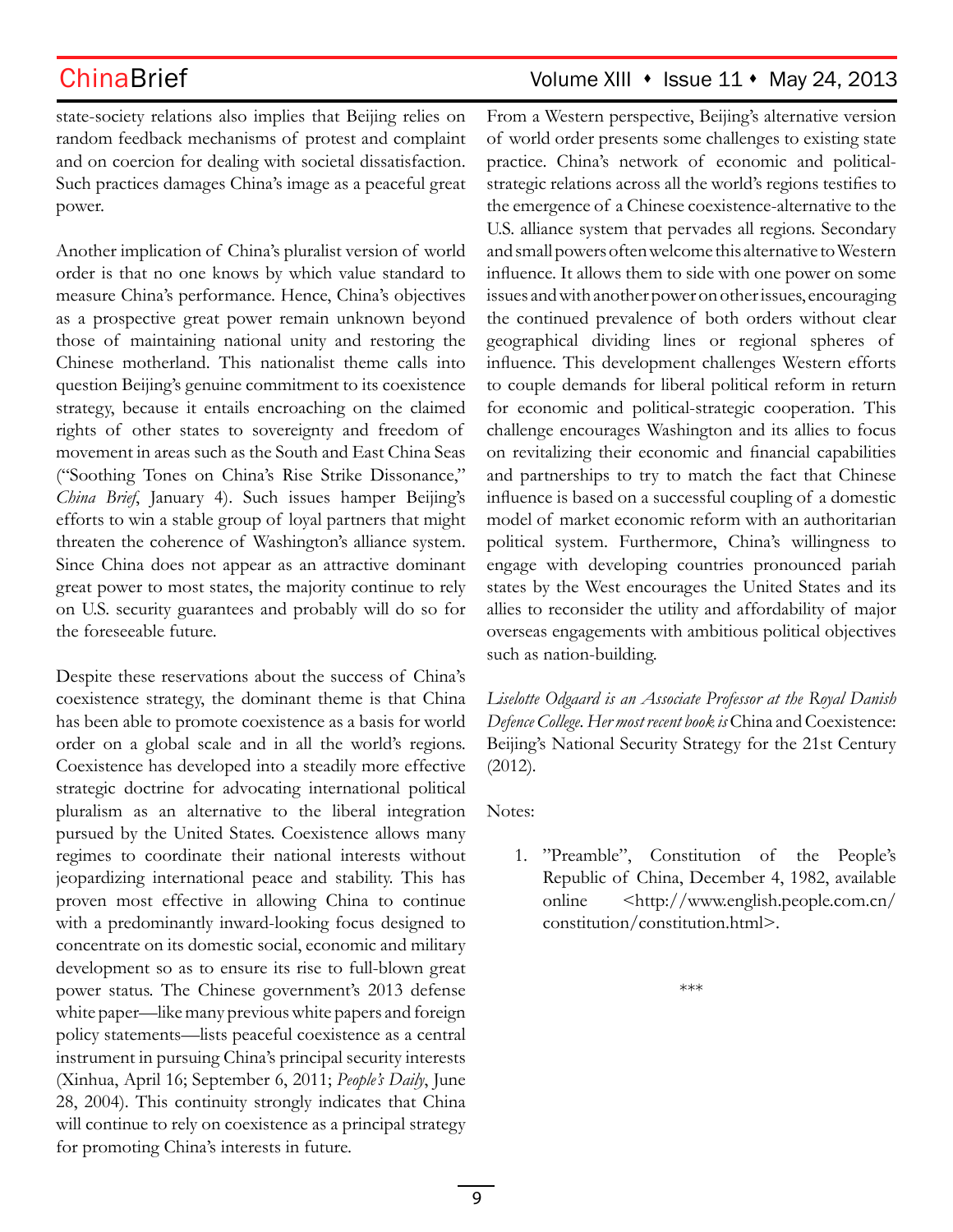state-society relations also implies that Beijing relies on random feedback mechanisms of protest and complaint and on coercion for dealing with societal dissatisfaction. Such practices damages China's image as a peaceful great power.

Another implication of China's pluralist version of world order is that no one knows by which value standard to measure China's performance. Hence, China's objectives as a prospective great power remain unknown beyond those of maintaining national unity and restoring the Chinese motherland. This nationalist theme calls into question Beijing's genuine commitment to its coexistence strategy, because it entails encroaching on the claimed rights of other states to sovereignty and freedom of movement in areas such as the South and East China Seas ("Soothing Tones on China's Rise Strike Dissonance," *China Brief*, January 4). Such issues hamper Beijing's efforts to win a stable group of loyal partners that might threaten the coherence of Washington's alliance system. Since China does not appear as an attractive dominant great power to most states, the majority continue to rely on U.S. security guarantees and probably will do so for the foreseeable future.

Despite these reservations about the success of China's coexistence strategy, the dominant theme is that China has been able to promote coexistence as a basis for world order on a global scale and in all the world's regions. Coexistence has developed into a steadily more effective strategic doctrine for advocating international political pluralism as an alternative to the liberal integration pursued by the United States. Coexistence allows many regimes to coordinate their national interests without jeopardizing international peace and stability. This has proven most effective in allowing China to continue with a predominantly inward-looking focus designed to concentrate on its domestic social, economic and military development so as to ensure its rise to full-blown great power status. The Chinese government's 2013 defense white paper—like many previous white papers and foreign policy statements—lists peaceful coexistence as a central instrument in pursuing China's principal security interests (Xinhua, April 16; September 6, 2011; *People's Daily*, June 28, 2004). This continuity strongly indicates that China will continue to rely on coexistence as a principal strategy for promoting China's interests in future.

From a Western perspective, Beijing's alternative version of world order presents some challenges to existing state practice. China's network of economic and political-strategic relations across all the world's regions testifies to the emergence of a Chinese coexistence-alternative to the U.S. alliance system that pervades all regions. Secondary and small powers often welcome this alternative to Western influence. It allows them to side with one power on some issues and with another power on other issues, encouraging the continued prevalence of both orders without clear geographical dividing lines or regional spheres of influence. This development challenges Western efforts to couple demands for liberal political reform in return for economic and political-strategic cooperation. This challenge encourages Washington and its allies to focus on revitalizing their economic and financial capabilities and partnerships to try to match the fact that Chinese influence is based on a successful coupling of a domestic model of market economic reform with an authoritarian political system. Furthermore, China's willingness to engage with developing countries pronounced pariah states by the West encourages the United States and its allies to reconsider the utility and affordability of major overseas engagements with ambitious political objectives such as nation-building.

*Liselotte Odgaard is an Associate Professor at the Royal Danish Defence College. Her most recent book is* China and Coexistence: Beijing's National Security Strategy for the 21st Century (2012).

Notes:

1. "Preamble", Constitution of the People's Republic of China, December 4, 1982, available online <http://www.english.people.com.cn/constitution/constitution.html>.

\*\*\*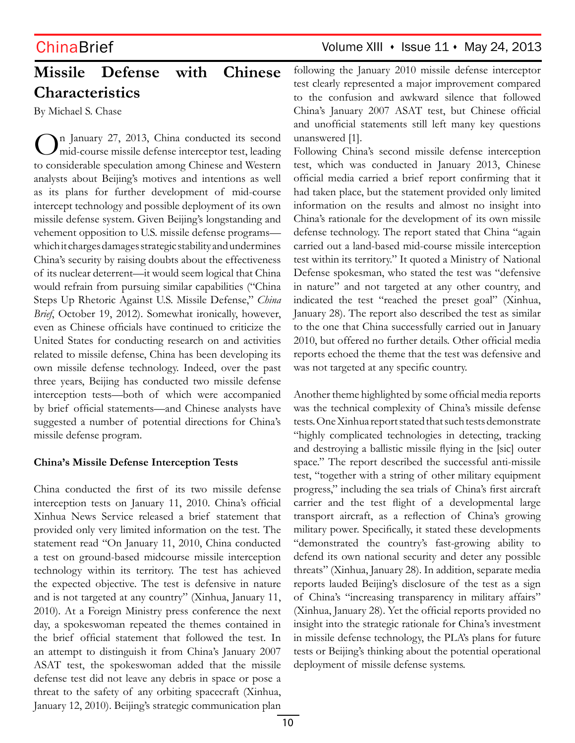# Missile Defense with Chinese Characteristics

By Michael S. Chase

On January 27, 2013, China conducted its second mid-course missile defense interceptor test, leading to considerable speculation among Chinese and Western analysts about Beijing's motives and intentions as well as its plans for further development of mid-course intercept technology and possible deployment of its own missile defense system. Given Beijing's longstanding and vehement opposition to U.S. missile defense programs—which it charges damages strategic stability and undermines China's security by raising doubts about the effectiveness of its nuclear deterrent—it would seem logical that China would refrain from pursuing similar capabilities ("China Steps Up Rhetoric Against U.S. Missile Defense," *China Brief*, October 19, 2012). Somewhat ironically, however, even as Chinese officials have continued to criticize the United States for conducting research on and activities related to missile defense, China has been developing its own missile defense technology. Indeed, over the past three years, Beijing has conducted two missile defense interception tests—both of which were accompanied by brief official statements—and Chinese analysts have suggested a number of potential directions for China's missile defense program.

**China's Missile Defense Interception Tests**

China conducted the first of its two missile defense interception tests on January 11, 2010. China's official Xinhua News Service released a brief statement that provided only very limited information on the test. The statement read "On January 11, 2010, China conducted a test on ground-based midcourse missile interception technology within its territory. The test has achieved the expected objective. The test is defensive in nature and is not targeted at any country" (Xinhua, January 11, 2010). At a Foreign Ministry press conference the next day, a spokeswoman repeated the themes contained in the brief official statement that followed the test. In an attempt to distinguish it from China's January 2007 ASAT test, the spokeswoman added that the missile defense test did not leave any debris in space or pose a threat to the safety of any orbiting spacecraft (Xinhua, January 12, 2010). Beijing's strategic communication plan following the January 2010 missile defense interceptor test clearly represented a major improvement compared to the confusion and awkward silence that followed China's January 2007 ASAT test, but Chinese official and unofficial statements still left many key questions unanswered [1].

Following China's second missile defense interception test, which was conducted in January 2013, Chinese official media carried a brief report confirming that it had taken place, but the statement provided only limited information on the results and almost no insight into China's rationale for the development of its own missile defense technology. The report stated that China "again carried out a land-based mid-course missile interception test within its territory." It quoted a Ministry of National Defense spokesman, who stated the test was "defensive in nature" and not targeted at any other country, and indicated the test "reached the preset goal" (Xinhua, January 28). The report also described the test as similar to the one that China successfully carried out in January 2010, but offered no further details. Other official media reports echoed the theme that the test was defensive and was not targeted at any specific country.

Another theme highlighted by some official media reports was the technical complexity of China's missile defense tests. One Xinhua report stated that such tests demonstrate "highly complicated technologies in detecting, tracking and destroying a ballistic missile flying in the [sic] outer space." The report described the successful anti-missile test, "together with a string of other military equipment progress," including the sea trials of China's first aircraft carrier and the test flight of a developmental large transport aircraft, as a reflection of China's growing military power. Specifically, it stated these developments "demonstrated the country's fast-growing ability to defend its own national security and deter any possible threats" (Xinhua, January 28). In addition, separate media reports lauded Beijing's disclosure of the test as a sign of China's "increasing transparency in military affairs" (Xinhua, January 28). Yet the official reports provided no insight into the strategic rationale for China's investment in missile defense technology, the PLA's plans for future tests or Beijing's thinking about the potential operational deployment of missile defense systems.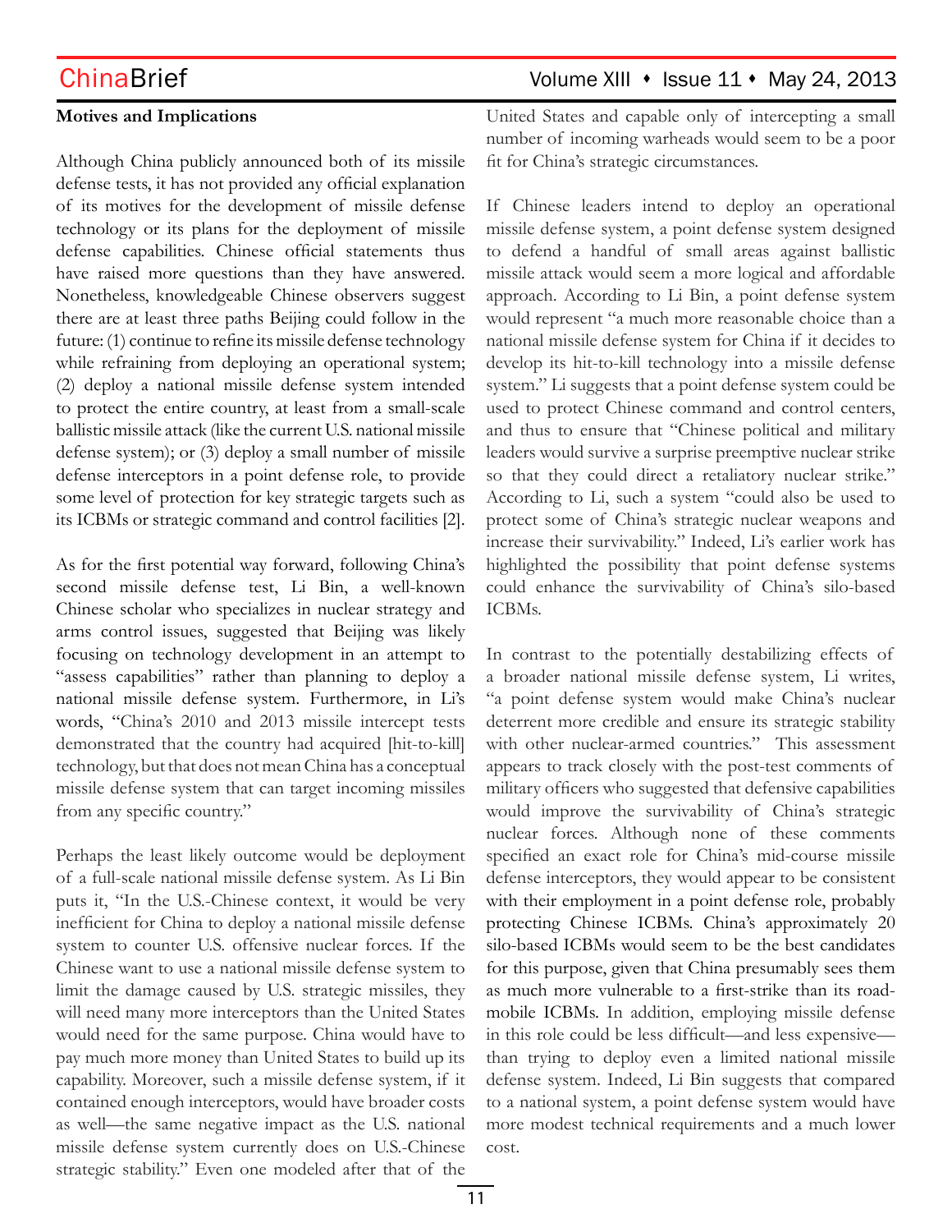**Motives and Implications**

Although China publicly announced both of its missile defense tests, it has not provided any official explanation of its motives for the development of missile defense technology or its plans for the deployment of missile defense capabilities. Chinese official statements thus have raised more questions than they have answered. Nonetheless, knowledgeable Chinese observers suggest there are at least three paths Beijing could follow in the future: (1) continue to refine its missile defense technology while refraining from deploying an operational system; (2) deploy a national missile defense system intended to protect the entire country, at least from a small-scale ballistic missile attack (like the current U.S. national missile defense system); or (3) deploy a small number of missile defense interceptors in a point defense role, to provide some level of protection for key strategic targets such as its ICBMs or strategic command and control facilities [2].

As for the first potential way forward, following China's second missile defense test, Li Bin, a well-known Chinese scholar who specializes in nuclear strategy and arms control issues, suggested that Beijing was likely focusing on technology development in an attempt to "assess capabilities" rather than planning to deploy a national missile defense system. Furthermore, in Li's words, "China's 2010 and 2013 missile intercept tests demonstrated that the country had acquired [hit-to-kill] technology, but that does not mean China has a conceptual missile defense system that can target incoming missiles from any specific country."

Perhaps the least likely outcome would be deployment of a full-scale national missile defense system. As Li Bin puts it, "In the U.S.-Chinese context, it would be very inefficient for China to deploy a national missile defense system to counter U.S. offensive nuclear forces. If the Chinese want to use a national missile defense system to limit the damage caused by U.S. strategic missiles, they will need many more interceptors than the United States would need for the same purpose. China would have to pay much more money than United States to build up its capability. Moreover, such a missile defense system, if it contained enough interceptors, would have broader costs as well—the same negative impact as the U.S. national missile defense system currently does on U.S.-Chinese strategic stability." Even one modeled after that of the United States and capable only of intercepting a small number of incoming warheads would seem to be a poor fit for China's strategic circumstances.

If Chinese leaders intend to deploy an operational missile defense system, a point defense system designed to defend a handful of small areas against ballistic missile attack would seem a more logical and affordable approach. According to Li Bin, a point defense system would represent "a much more reasonable choice than a national missile defense system for China if it decides to develop its hit-to-kill technology into a missile defense system." Li suggests that a point defense system could be used to protect Chinese command and control centers, and thus to ensure that "Chinese political and military leaders would survive a surprise preemptive nuclear strike so that they could direct a retaliatory nuclear strike." According to Li, such a system "could also be used to protect some of China's strategic nuclear weapons and increase their survivability." Indeed, Li's earlier work has highlighted the possibility that point defense systems could enhance the survivability of China's silo-based ICBMs.

In contrast to the potentially destabilizing effects of a broader national missile defense system, Li writes, "a point defense system would make China's nuclear deterrent more credible and ensure its strategic stability with other nuclear-armed countries." This assessment appears to track closely with the post-test comments of military officers who suggested that defensive capabilities would improve the survivability of China's strategic nuclear forces. Although none of these comments specified an exact role for China's mid-course missile defense interceptors, they would appear to be consistent with their employment in a point defense role, probably protecting Chinese ICBMs. China's approximately 20 silo-based ICBMs would seem to be the best candidates for this purpose, given that China presumably sees them as much more vulnerable to a first-strike than its road-mobile ICBMs. In addition, employing missile defense in this role could be less difficult—and less expensive—than trying to deploy even a limited national missile defense system. Indeed, Li Bin suggests that compared to a national system, a point defense system would have more modest technical requirements and a much lower cost.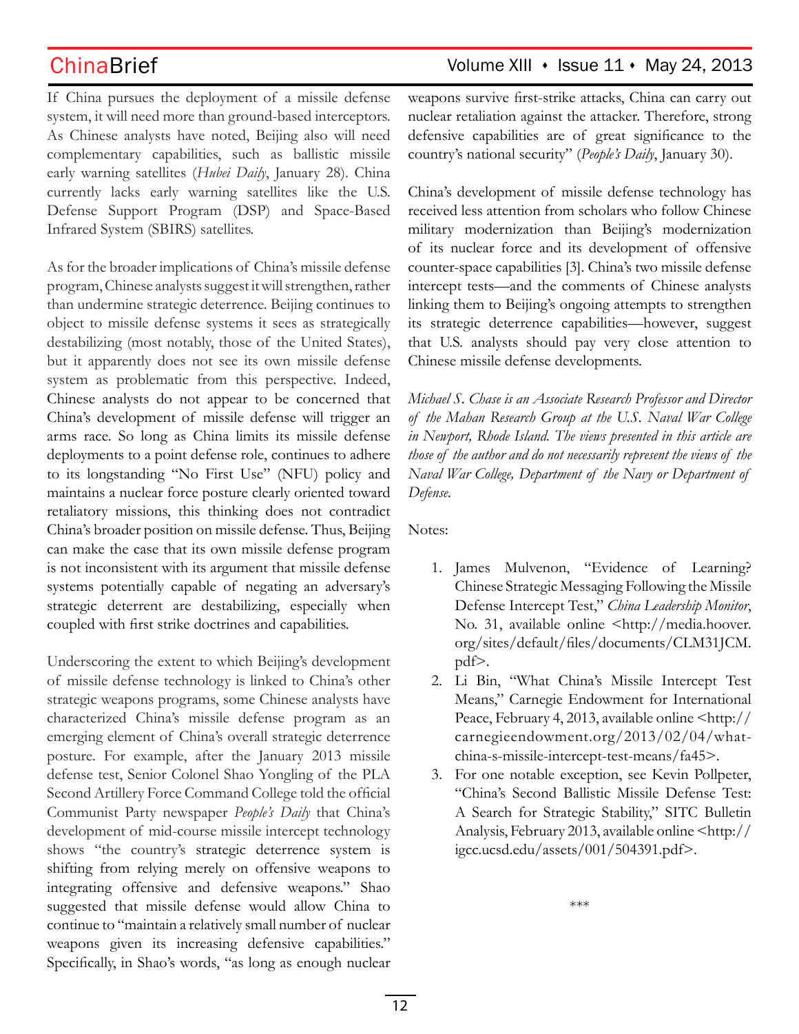If China pursues the deployment of a missile defense system, it will need more than ground-based interceptors. As Chinese analysts have noted, Beijing also will need complementary capabilities, such as ballistic missile early warning satellites (*Hubei Daily*, January 28). China currently lacks early warning satellites like the U.S. Defense Support Program (DSP) and Space-Based Infrared System (SBIRS) satellites.

As for the broader implications of China's missile defense program, Chinese analysts suggest it will strengthen, rather than undermine strategic deterrence. Beijing continues to object to missile defense systems it sees as strategically destabilizing (most notably, those of the United States), but it apparently does not see its own missile defense system as problematic from this perspective. Indeed, Chinese analysts do not appear to be concerned that China's development of missile defense will trigger an arms race. So long as China limits its missile defense deployments to a point defense role, continues to adhere to its longstanding "No First Use" (NFU) policy and maintains a nuclear force posture clearly oriented toward retaliatory missions, this thinking does not contradict China's broader position on missile defense. Thus, Beijing can make the case that its own missile defense program is not inconsistent with its argument that missile defense systems potentially capable of negating an adversary's strategic deterrent are destabilizing, especially when coupled with first strike doctrines and capabilities.

Underscoring the extent to which Beijing's development of missile defense technology is linked to China's other strategic weapons programs, some Chinese analysts have characterized China's missile defense program as an emerging element of China's overall strategic deterrence posture. For example, after the January 2013 missile defense test, Senior Colonel Shao Yongling of the PLA Second Artillery Force Command College told the official Communist Party newspaper *People's Daily* that China's development of mid-course missile intercept technology shows "the country's strategic deterrence system is shifting from relying merely on offensive weapons to integrating offensive and defensive weapons." Shao suggested that missile defense would allow China to continue to "maintain a relatively small number of nuclear weapons given its increasing defensive capabilities." Specifically, in Shao's words, "as long as enough nuclear weapons survive first-strike attacks, China can carry out nuclear retaliation against the attacker. Therefore, strong defensive capabilities are of great significance to the country's national security" (*People's Daily*, January 30).

China's development of missile defense technology has received less attention from scholars who follow Chinese military modernization than Beijing's modernization of its nuclear force and its development of offensive counter-space capabilities [3]. China's two missile defense intercept tests—and the comments of Chinese analysts linking them to Beijing's ongoing attempts to strengthen its strategic deterrence capabilities—however, suggest that U.S. analysts should pay very close attention to Chinese missile defense developments.

*Michael S. Chase is an Associate Research Professor and Director of the Mahan Research Group at the U.S. Naval War College in Newport, Rhode Island. The views presented in this article are those of the author and do not necessarily represent the views of the Naval War College, Department of the Navy or Department of Defense.*

Notes:

1. James Mulvenon, "Evidence of Learning? Chinese Strategic Messaging Following the Missile Defense Intercept Test," *China Leadership Monitor*, No. 31, available online <http://media.hoover.org/sites/default/files/documents/CLM31JCM.pdf>.
2. Li Bin, "What China's Missile Intercept Test Means," Carnegie Endowment for International Peace, February 4, 2013, available online <http://carnegieendowment.org/2013/02/04/what-china-s-missile-intercept-test-means/fa45>.
3. For one notable exception, see Kevin Pollpeter, "China's Second Ballistic Missile Defense Test: A Search for Strategic Stability," SITC Bulletin Analysis, February 2013, available online <http://igcc.ucsd.edu/assets/001/504391.pdf>.

\*\*\*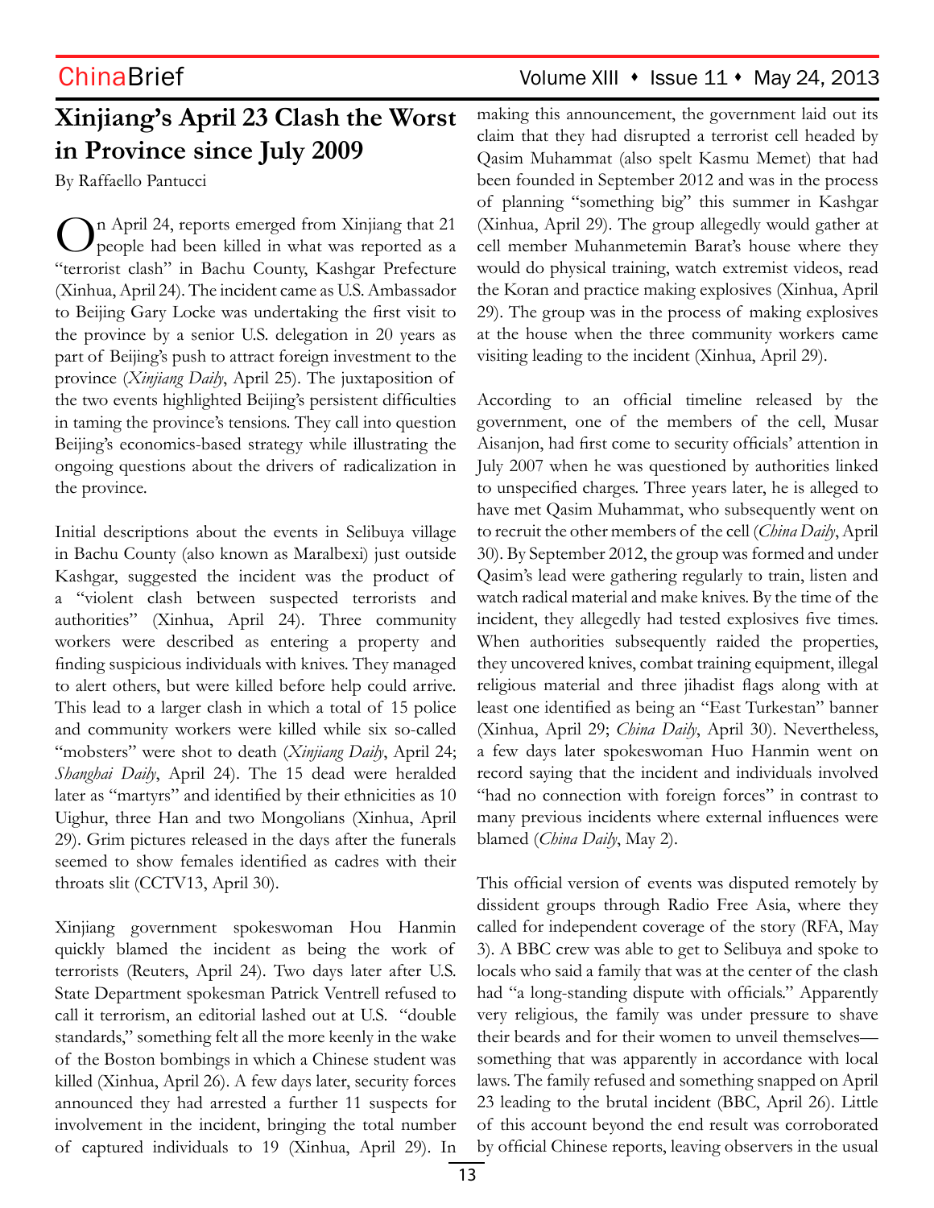# Xinjiang's April 23 Clash the Worst in Province since July 2009

By Raffaello Pantucci

On April 24, reports emerged from Xinjiang that 21 people had been killed in what was reported as a "terrorist clash" in Bachu County, Kashgar Prefecture (Xinhua, April 24). The incident came as U.S. Ambassador to Beijing Gary Locke was undertaking the first visit to the province by a senior U.S. delegation in 20 years as part of Beijing's push to attract foreign investment to the province (*Xinjiang Daily*, April 25). The juxtaposition of the two events highlighted Beijing's persistent difficulties in taming the province's tensions. They call into question Beijing's economics-based strategy while illustrating the ongoing questions about the drivers of radicalization in the province.

Initial descriptions about the events in Selibuya village in Bachu County (also known as Maralbexi) just outside Kashgar, suggested the incident was the product of a "violent clash between suspected terrorists and authorities" (Xinhua, April 24). Three community workers were described as entering a property and finding suspicious individuals with knives. They managed to alert others, but were killed before help could arrive. This lead to a larger clash in which a total of 15 police and community workers were killed while six so-called "mobsters" were shot to death (*Xinjiang Daily*, April 24; *Shanghai Daily*, April 24). The 15 dead were heralded later as "martyrs" and identified by their ethnicities as 10 Uighur, three Han and two Mongolians (Xinhua, April 29). Grim pictures released in the days after the funerals seemed to show females identified as cadres with their throats slit (CCTV13, April 30).

Xinjiang government spokeswoman Hou Hanmin quickly blamed the incident as being the work of terrorists (Reuters, April 24). Two days later after U.S. State Department spokesman Patrick Ventrell refused to call it terrorism, an editorial lashed out at U.S. "double standards," something felt all the more keenly in the wake of the Boston bombings in which a Chinese student was killed (Xinhua, April 26). A few days later, security forces announced they had arrested a further 11 suspects for involvement in the incident, bringing the total number of captured individuals to 19 (Xinhua, April 29). In making this announcement, the government laid out its claim that they had disrupted a terrorist cell headed by Qasim Muhammat (also spelt Kasmu Memet) that had been founded in September 2012 and was in the process of planning "something big" this summer in Kashgar (Xinhua, April 29). The group allegedly would gather at cell member Muhanmetemin Barat's house where they would do physical training, watch extremist videos, read the Koran and practice making explosives (Xinhua, April 29). The group was in the process of making explosives at the house when the three community workers came visiting leading to the incident (Xinhua, April 29).

According to an official timeline released by the government, one of the members of the cell, Musar Aisanjon, had first come to security officials' attention in July 2007 when he was questioned by authorities linked to unspecified charges. Three years later, he is alleged to have met Qasim Muhammat, who subsequently went on to recruit the other members of the cell (*China Daily*, April 30). By September 2012, the group was formed and under Qasim's lead were gathering regularly to train, listen and watch radical material and make knives. By the time of the incident, they allegedly had tested explosives five times. When authorities subsequently raided the properties, they uncovered knives, combat training equipment, illegal religious material and three jihadist flags along with at least one identified as being an "East Turkestan" banner (Xinhua, April 29; *China Daily*, April 30). Nevertheless, a few days later spokeswoman Huo Hanmin went on record saying that the incident and individuals involved "had no connection with foreign forces" in contrast to many previous incidents where external influences were blamed (*China Daily*, May 2).

This official version of events was disputed remotely by dissident groups through Radio Free Asia, where they called for independent coverage of the story (RFA, May 3). A BBC crew was able to get to Selibuya and spoke to locals who said a family that was at the center of the clash had "a long-standing dispute with officials." Apparently very religious, the family was under pressure to shave their beards and for their women to unveil themselves—something that was apparently in accordance with local laws. The family refused and something snapped on April 23 leading to the brutal incident (BBC, April 26). Little of this account beyond the end result was corroborated by official Chinese reports, leaving observers in the usual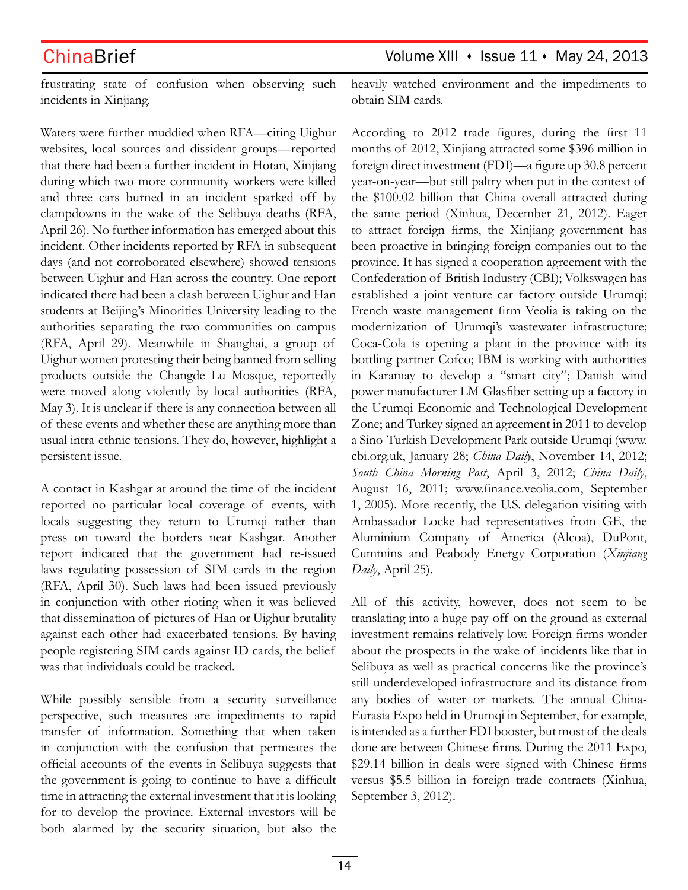frustrating state of confusion when observing such incidents in Xinjiang.

Waters were further muddied when RFA—citing Uighur websites, local sources and dissident groups—reported that there had been a further incident in Hotan, Xinjiang during which two more community workers were killed and three cars burned in an incident sparked off by clampdowns in the wake of the Selibuya deaths (RFA, April 26). No further information has emerged about this incident. Other incidents reported by RFA in subsequent days (and not corroborated elsewhere) showed tensions between Uighur and Han across the country. One report indicated there had been a clash between Uighur and Han students at Beijing's Minorities University leading to the authorities separating the two communities on campus (RFA, April 29). Meanwhile in Shanghai, a group of Uighur women protesting their being banned from selling products outside the Changde Lu Mosque, reportedly were moved along violently by local authorities (RFA, May 3). It is unclear if there is any connection between all of these events and whether these are anything more than usual intra-ethnic tensions. They do, however, highlight a persistent issue.

A contact in Kashgar at around the time of the incident reported no particular local coverage of events, with locals suggesting they return to Urumqi rather than press on toward the borders near Kashgar. Another report indicated that the government had re-issued laws regulating possession of SIM cards in the region (RFA, April 30). Such laws had been issued previously in conjunction with other rioting when it was believed that dissemination of pictures of Han or Uighur brutality against each other had exacerbated tensions. By having people registering SIM cards against ID cards, the belief was that individuals could be tracked.

While possibly sensible from a security surveillance perspective, such measures are impediments to rapid transfer of information. Something that when taken in conjunction with the confusion that permeates the official accounts of the events in Selibuya suggests that the government is going to continue to have a difficult time in attracting the external investment that it is looking for to develop the province. External investors will be both alarmed by the security situation, but also the heavily watched environment and the impediments to obtain SIM cards.

According to 2012 trade figures, during the first 11 months of 2012, Xinjiang attracted some $396 million in foreign direct investment (FDI)—a figure up 30.8 percent year-on-year—but still paltry when put in the context of the $100.02 billion that China overall attracted during the same period (Xinhua, December 21, 2012). Eager to attract foreign firms, the Xinjiang government has been proactive in bringing foreign companies out to the province. It has signed a cooperation agreement with the Confederation of British Industry (CBI); Volkswagen has established a joint venture car factory outside Urumqi; French waste management firm Veolia is taking on the modernization of Urumqi's wastewater infrastructure; Coca-Cola is opening a plant in the province with its bottling partner Cofco; IBM is working with authorities in Karamay to develop a "smart city"; Danish wind power manufacturer LM Glasfiber setting up a factory in the Urumqi Economic and Technological Development Zone; and Turkey signed an agreement in 2011 to develop a Sino-Turkish Development Park outside Urumqi (www.cbi.org.uk, January 28; *China Daily*, November 14, 2012; *South China Morning Post*, April 3, 2012; *China Daily*, August 16, 2011; www.finance.veolia.com, September 1, 2005). More recently, the U.S. delegation visiting with Ambassador Locke had representatives from GE, the Aluminium Company of America (Alcoa), DuPont, Cummins and Peabody Energy Corporation (*Xinjiang Daily*, April 25).

All of this activity, however, does not seem to be translating into a huge pay-off on the ground as external investment remains relatively low. Foreign firms wonder about the prospects in the wake of incidents like that in Selibuya as well as practical concerns like the province's still underdeveloped infrastructure and its distance from any bodies of water or markets. The annual China-Eurasia Expo held in Urumqi in September, for example, is intended as a further FDI booster, but most of the deals done are between Chinese firms. During the 2011 Expo, $29.14 billion in deals were signed with Chinese firms versus $5.5 billion in foreign trade contracts (Xinhua, September 3, 2012).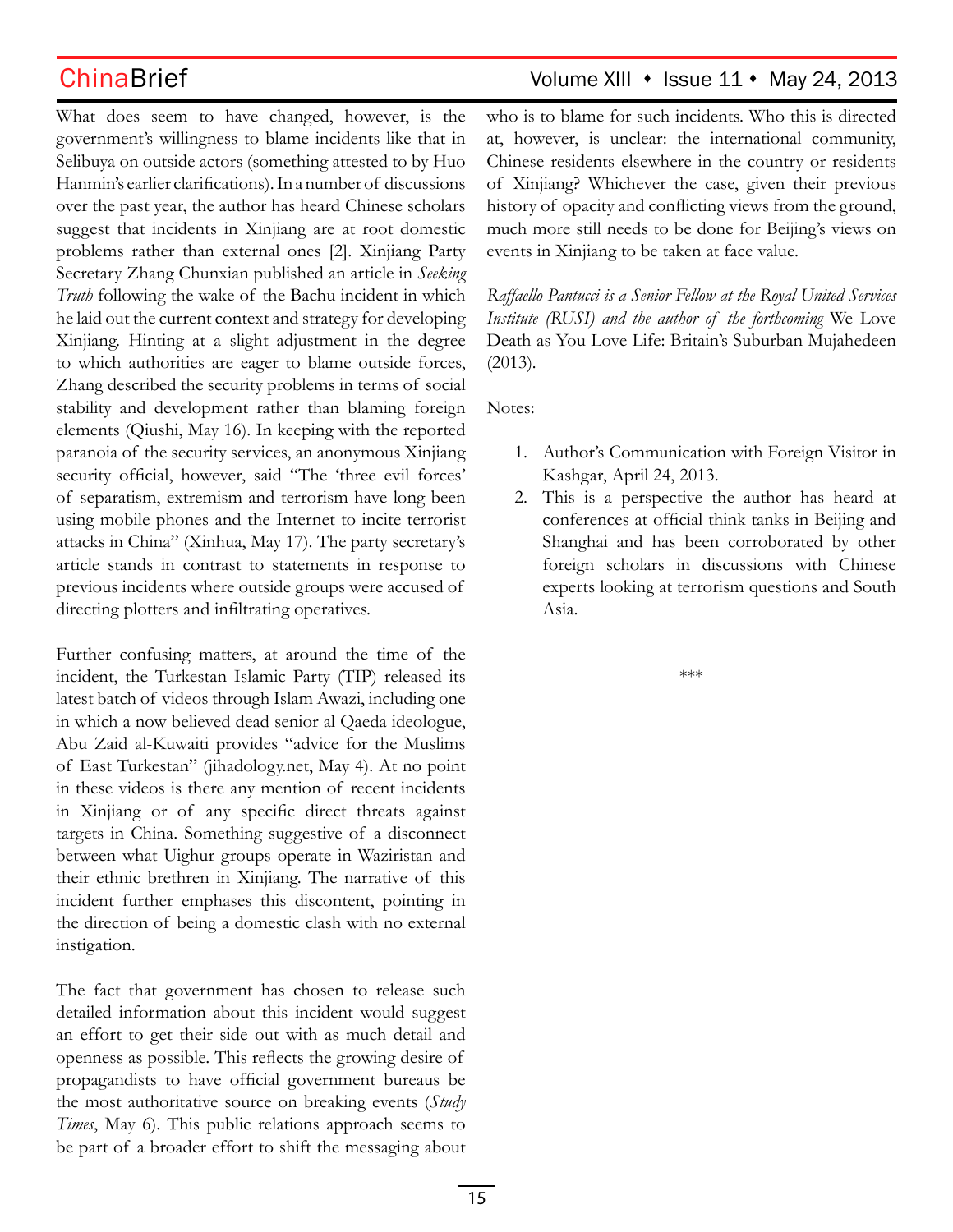What does seem to have changed, however, is the government's willingness to blame incidents like that in Selibuya on outside actors (something attested to by Huo Hanmin's earlier clarifications). In a number of discussions over the past year, the author has heard Chinese scholars suggest that incidents in Xinjiang are at root domestic problems rather than external ones [2]. Xinjiang Party Secretary Zhang Chunxian published an article in *Seeking Truth* following the wake of the Bachu incident in which he laid out the current context and strategy for developing Xinjiang. Hinting at a slight adjustment in the degree to which authorities are eager to blame outside forces, Zhang described the security problems in terms of social stability and development rather than blaming foreign elements (Qiushi, May 16). In keeping with the reported paranoia of the security services, an anonymous Xinjiang security official, however, said "The 'three evil forces' of separatism, extremism and terrorism have long been using mobile phones and the Internet to incite terrorist attacks in China" (Xinhua, May 17). The party secretary's article stands in contrast to statements in response to previous incidents where outside groups were accused of directing plotters and infiltrating operatives.

Further confusing matters, at around the time of the incident, the Turkestan Islamic Party (TIP) released its latest batch of videos through Islam Awazi, including one in which a now believed dead senior al Qaeda ideologue, Abu Zaid al-Kuwaiti provides "advice for the Muslims of East Turkestan" (jihadology.net, May 4). At no point in these videos is there any mention of recent incidents in Xinjiang or of any specific direct threats against targets in China. Something suggestive of a disconnect between what Uighur groups operate in Waziristan and their ethnic brethren in Xinjiang. The narrative of this incident further emphases this discontent, pointing in the direction of being a domestic clash with no external instigation.

The fact that government has chosen to release such detailed information about this incident would suggest an effort to get their side out with as much detail and openness as possible. This reflects the growing desire of propagandists to have official government bureaus be the most authoritative source on breaking events (*Study Times*, May 6). This public relations approach seems to be part of a broader effort to shift the messaging about who is to blame for such incidents. Who this is directed at, however, is unclear: the international community, Chinese residents elsewhere in the country or residents of Xinjiang? Whichever the case, given their previous history of opacity and conflicting views from the ground, much more still needs to be done for Beijing's views on events in Xinjiang to be taken at face value.

*Raffaello Pantucci is a Senior Fellow at the Royal United Services Institute (RUSI) and the author of the forthcoming* We Love Death as You Love Life: Britain's Suburban Mujahedeen (2013).

Notes:

1. Author's Communication with Foreign Visitor in Kashgar, April 24, 2013.
2. This is a perspective the author has heard at conferences at official think tanks in Beijing and Shanghai and has been corroborated by other foreign scholars in discussions with Chinese experts looking at terrorism questions and South Asia.

***